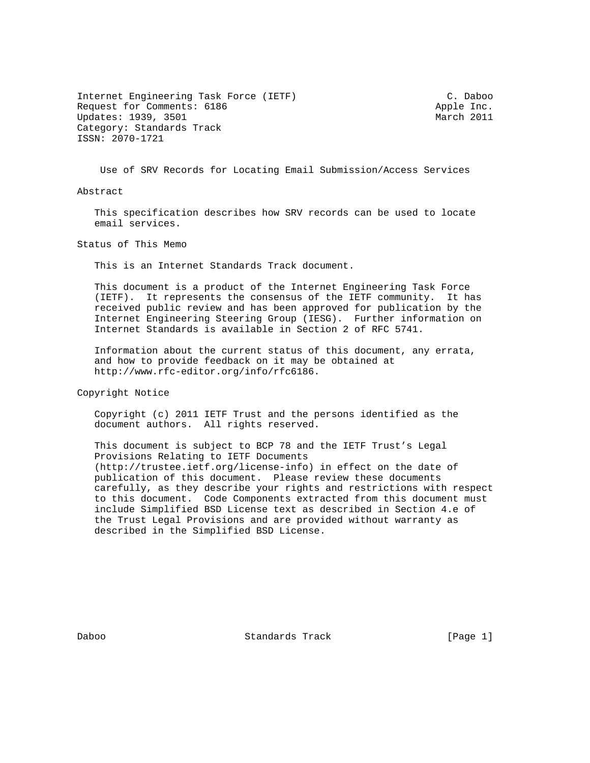Internet Engineering Task Force (IETF) C. Daboo
Request for Comments: 6186 Apple Inc.
Updates: 1939, 3501 March 2011
Category: Standards Track
ISSN: 2070-1721

# Use of SRV Records for Locating Email Submission/Access Services

## Abstract

This specification describes how SRV records can be used to locate email services.

## Status of This Memo

This is an Internet Standards Track document.

This document is a product of the Internet Engineering Task Force (IETF). It represents the consensus of the IETF community. It has received public review and has been approved for publication by the Internet Engineering Steering Group (IESG). Further information on Internet Standards is available in Section 2 of RFC 5741.

Information about the current status of this document, any errata, and how to provide feedback on it may be obtained at http://www.rfc-editor.org/info/rfc6186.

## Copyright Notice

Copyright (c) 2011 IETF Trust and the persons identified as the document authors. All rights reserved.

This document is subject to BCP 78 and the IETF Trust's Legal Provisions Relating to IETF Documents (http://trustee.ietf.org/license-info) in effect on the date of publication of this document. Please review these documents carefully, as they describe your rights and restrictions with respect to this document. Code Components extracted from this document must include Simplified BSD License text as described in Section 4.e of the Trust Legal Provisions and are provided without warranty as described in the Simplified BSD License.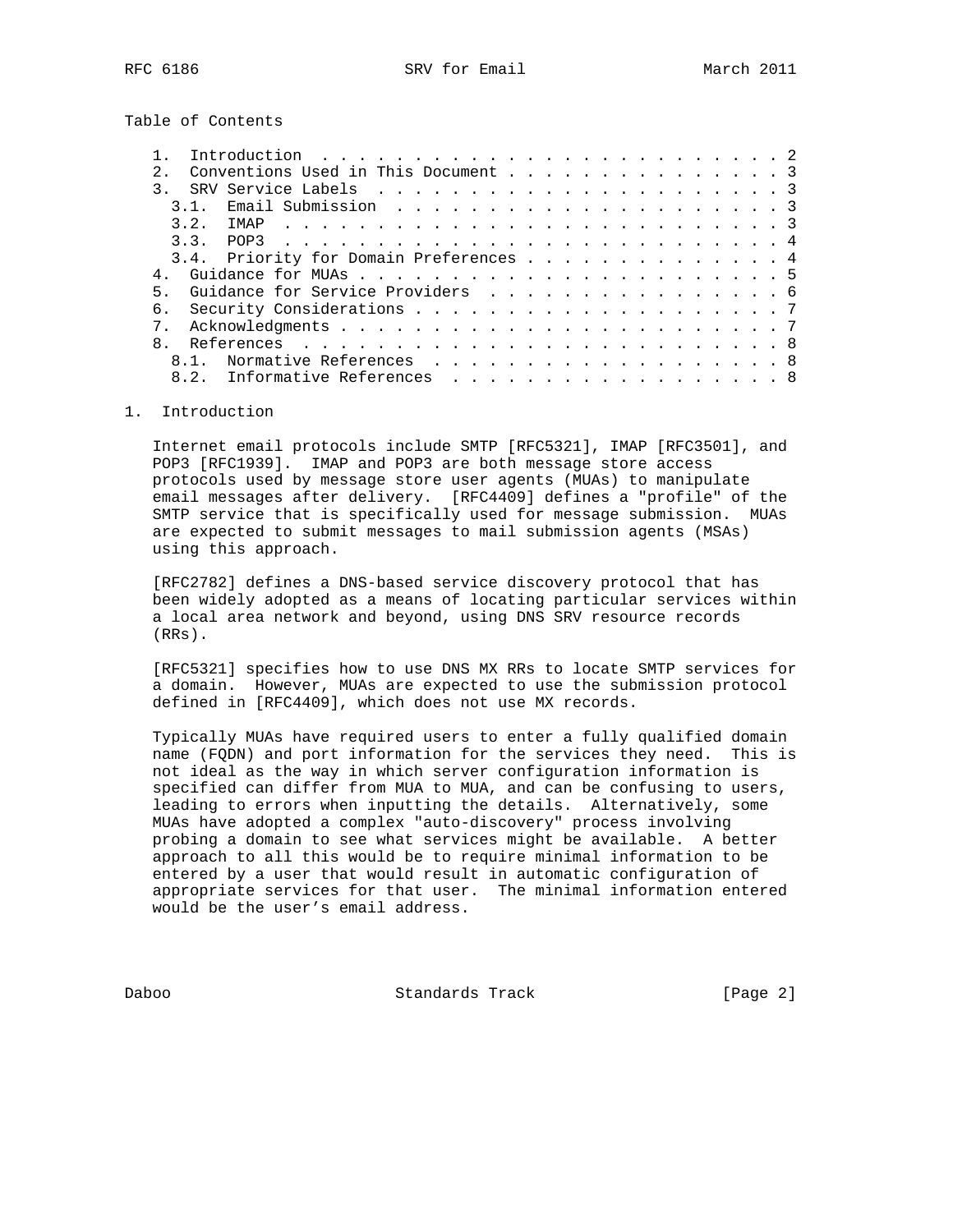Table of Contents

1. Introduction . . . . . . . . . . . . . . . . . . . . . . . . . 2
2. Conventions Used in This Document . . . . . . . . . . . . . . . 3
3. SRV Service Labels . . . . . . . . . . . . . . . . . . . . . . 3
   3.1. Email Submission . . . . . . . . . . . . . . . . . . . . . 3
   3.2. IMAP . . . . . . . . . . . . . . . . . . . . . . . . . . . 3
   3.3. POP3 . . . . . . . . . . . . . . . . . . . . . . . . . . . 4
   3.4. Priority for Domain Preferences . . . . . . . . . . . . . . 4
4. Guidance for MUAs . . . . . . . . . . . . . . . . . . . . . . . 5
5. Guidance for Service Providers . . . . . . . . . . . . . . . . 6
6. Security Considerations . . . . . . . . . . . . . . . . . . . . 7
7. Acknowledgments . . . . . . . . . . . . . . . . . . . . . . . . 7
8. References . . . . . . . . . . . . . . . . . . . . . . . . . . 8
   8.1. Normative References . . . . . . . . . . . . . . . . . . . 8
   8.2. Informative References . . . . . . . . . . . . . . . . . . 8

# 1. Introduction

Internet email protocols include SMTP [RFC5321], IMAP [RFC3501], and POP3 [RFC1939]. IMAP and POP3 are both message store access protocols used by message store user agents (MUAs) to manipulate email messages after delivery. [RFC4409] defines a "profile" of the SMTP service that is specifically used for message submission. MUAs are expected to submit messages to mail submission agents (MSAs) using this approach.

[RFC2782] defines a DNS-based service discovery protocol that has been widely adopted as a means of locating particular services within a local area network and beyond, using DNS SRV resource records (RRs).

[RFC5321] specifies how to use DNS MX RRs to locate SMTP services for a domain. However, MUAs are expected to use the submission protocol defined in [RFC4409], which does not use MX records.

Typically MUAs have required users to enter a fully qualified domain name (FQDN) and port information for the services they need. This is not ideal as the way in which server configuration information is specified can differ from MUA to MUA, and can be confusing to users, leading to errors when inputting the details. Alternatively, some MUAs have adopted a complex "auto-discovery" process involving probing a domain to see what services might be available. A better approach to all this would be to require minimal information to be entered by a user that would result in automatic configuration of appropriate services for that user. The minimal information entered would be the user's email address.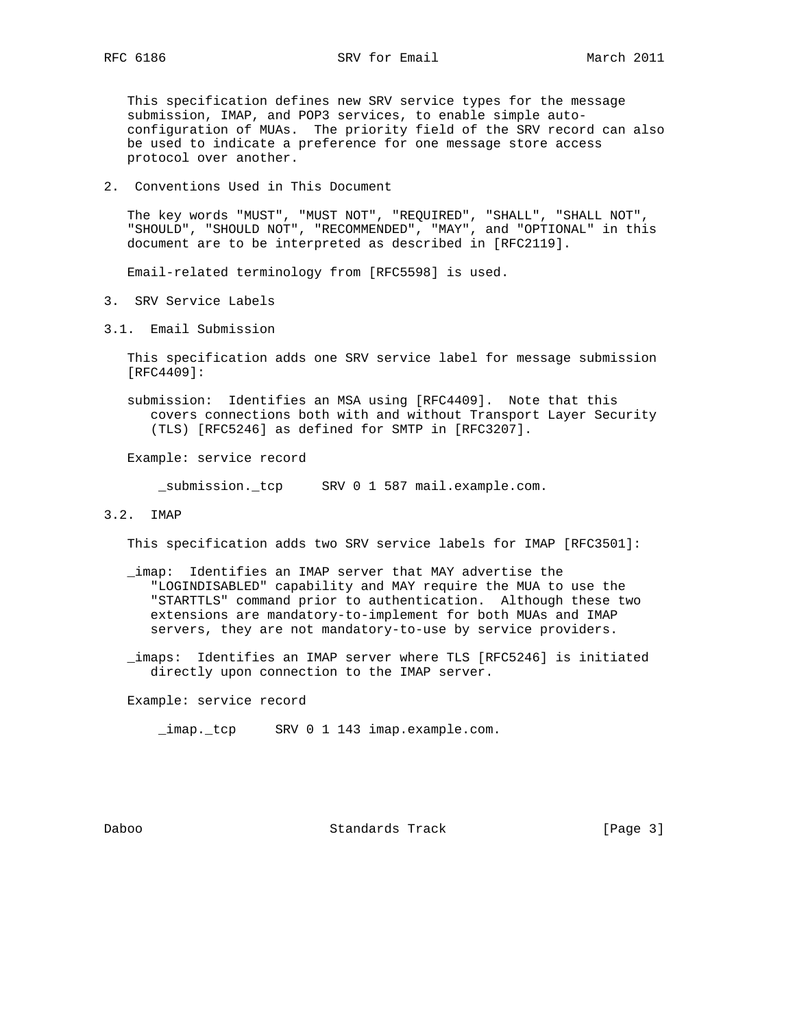This specification defines new SRV service types for the message submission, IMAP, and POP3 services, to enable simple auto-configuration of MUAs. The priority field of the SRV record can also be used to indicate a preference for one message store access protocol over another.

## 2. Conventions Used in This Document

The key words "MUST", "MUST NOT", "REQUIRED", "SHALL", "SHALL NOT", "SHOULD", "SHOULD NOT", "RECOMMENDED", "MAY", and "OPTIONAL" in this document are to be interpreted as described in [RFC2119].

Email-related terminology from [RFC5598] is used.

## 3. SRV Service Labels

### 3.1. Email Submission

This specification adds one SRV service label for message submission [RFC4409]:

submission: Identifies an MSA using [RFC4409]. Note that this covers connections both with and without Transport Layer Security (TLS) [RFC5246] as defined for SMTP in [RFC3207].

Example: service record

```
_submission._tcp     SRV 0 1 587 mail.example.com.
```

### 3.2. IMAP

This specification adds two SRV service labels for IMAP [RFC3501]:

_imap: Identifies an IMAP server that MAY advertise the "LOGINDISABLED" capability and MAY require the MUA to use the "STARTTLS" command prior to authentication. Although these two extensions are mandatory-to-implement for both MUAs and IMAP servers, they are not mandatory-to-use by service providers.

_imaps: Identifies an IMAP server where TLS [RFC5246] is initiated directly upon connection to the IMAP server.

Example: service record

```
_imap._tcp     SRV 0 1 143 imap.example.com.
```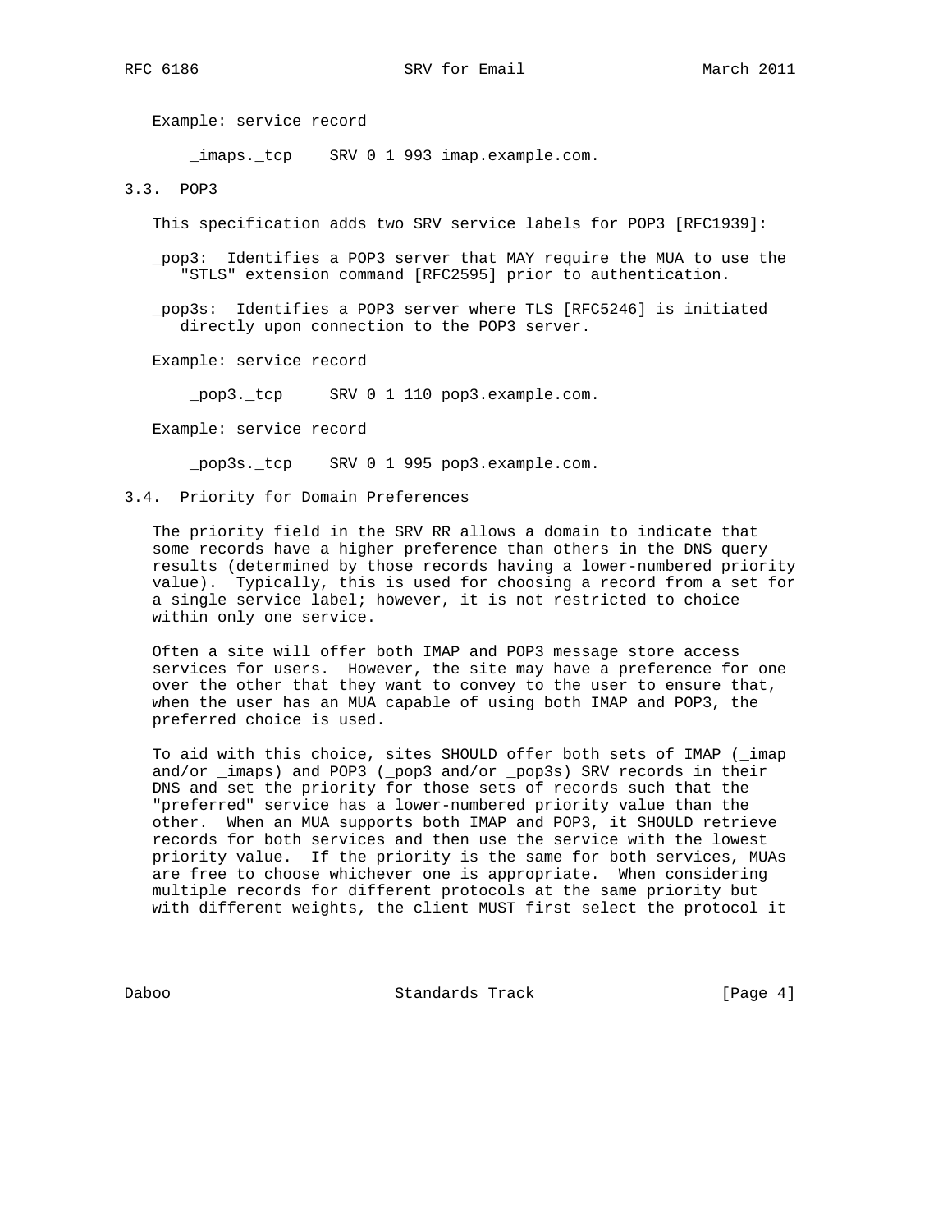Example: service record

```
_imaps._tcp    SRV 0 1 993 imap.example.com.
```

### 3.3. POP3

This specification adds two SRV service labels for POP3 [RFC1939]:

_pop3: Identifies a POP3 server that MAY require the MUA to use the "STLS" extension command [RFC2595] prior to authentication.

_pop3s: Identifies a POP3 server where TLS [RFC5246] is initiated directly upon connection to the POP3 server.

Example: service record

```
_pop3._tcp     SRV 0 1 110 pop3.example.com.
```

Example: service record

```
_pop3s._tcp    SRV 0 1 995 pop3.example.com.
```

### 3.4. Priority for Domain Preferences

The priority field in the SRV RR allows a domain to indicate that some records have a higher preference than others in the DNS query results (determined by those records having a lower-numbered priority value). Typically, this is used for choosing a record from a set for a single service label; however, it is not restricted to choice within only one service.

Often a site will offer both IMAP and POP3 message store access services for users. However, the site may have a preference for one over the other that they want to convey to the user to ensure that, when the user has an MUA capable of using both IMAP and POP3, the preferred choice is used.

To aid with this choice, sites SHOULD offer both sets of IMAP (_imap and/or _imaps) and POP3 (_pop3 and/or _pop3s) SRV records in their DNS and set the priority for those sets of records such that the "preferred" service has a lower-numbered priority value than the other. When an MUA supports both IMAP and POP3, it SHOULD retrieve records for both services and then use the service with the lowest priority value. If the priority is the same for both services, MUAs are free to choose whichever one is appropriate. When considering multiple records for different protocols at the same priority but with different weights, the client MUST first select the protocol it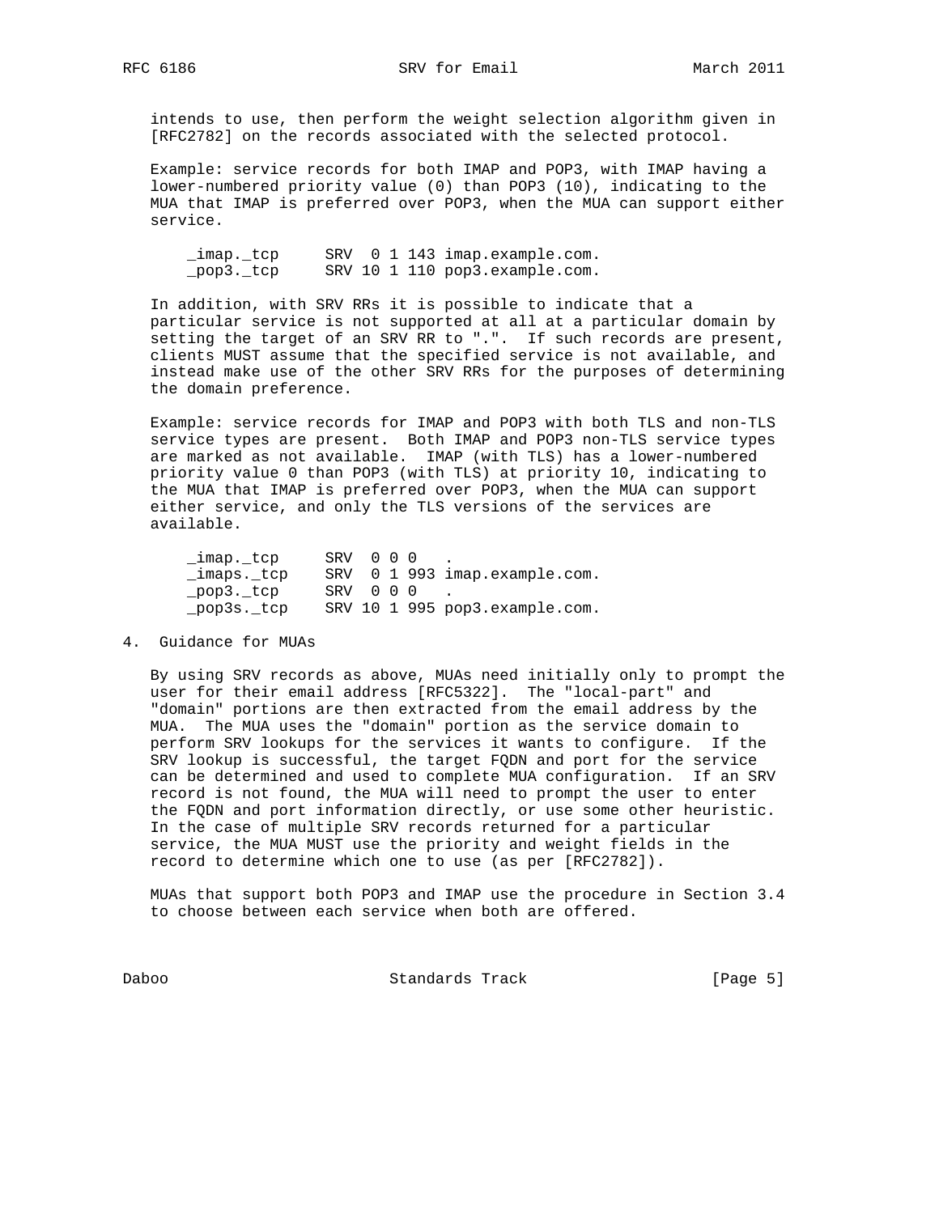intends to use, then perform the weight selection algorithm given in [RFC2782] on the records associated with the selected protocol.

Example: service records for both IMAP and POP3, with IMAP having a lower-numbered priority value (0) than POP3 (10), indicating to the MUA that IMAP is preferred over POP3, when the MUA can support either service.

```
_imap._tcp     SRV  0 1 143 imap.example.com.
_pop3._tcp     SRV 10 1 110 pop3.example.com.
```

In addition, with SRV RRs it is possible to indicate that a particular service is not supported at all at a particular domain by setting the target of an SRV RR to ".". If such records are present, clients MUST assume that the specified service is not available, and instead make use of the other SRV RRs for the purposes of determining the domain preference.

Example: service records for IMAP and POP3 with both TLS and non-TLS service types are present. Both IMAP and POP3 non-TLS service types are marked as not available. IMAP (with TLS) has a lower-numbered priority value 0 than POP3 (with TLS) at priority 10, indicating to the MUA that IMAP is preferred over POP3, when the MUA can support either service, and only the TLS versions of the services are available.

```
_imap._tcp     SRV  0 0 0   .
_imaps._tcp    SRV  0 1 993 imap.example.com.
_pop3._tcp     SRV  0 0 0   .
_pop3s._tcp    SRV 10 1 995 pop3.example.com.
```

## 4. Guidance for MUAs

By using SRV records as above, MUAs need initially only to prompt the user for their email address [RFC5322]. The "local-part" and "domain" portions are then extracted from the email address by the MUA. The MUA uses the "domain" portion as the service domain to perform SRV lookups for the services it wants to configure. If the SRV lookup is successful, the target FQDN and port for the service can be determined and used to complete MUA configuration. If an SRV record is not found, the MUA will need to prompt the user to enter the FQDN and port information directly, or use some other heuristic. In the case of multiple SRV records returned for a particular service, the MUA MUST use the priority and weight fields in the record to determine which one to use (as per [RFC2782]).

MUAs that support both POP3 and IMAP use the procedure in Section 3.4 to choose between each service when both are offered.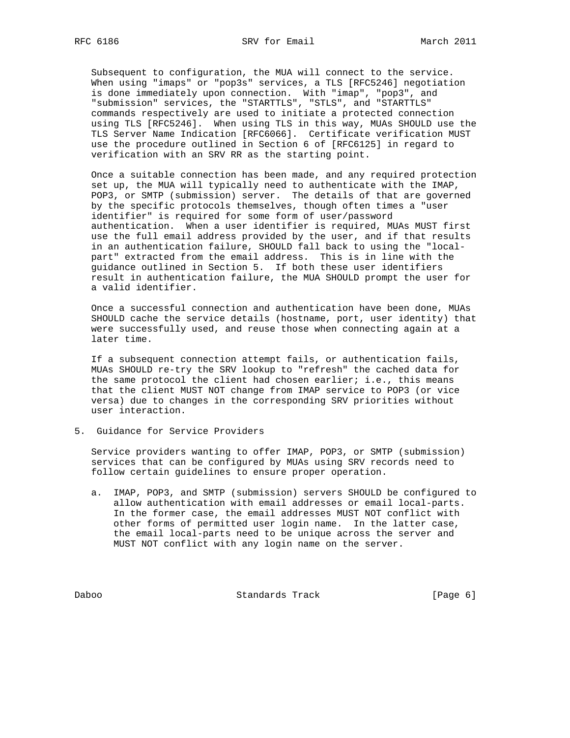Subsequent to configuration, the MUA will connect to the service. When using "imaps" or "pop3s" services, a TLS [RFC5246] negotiation is done immediately upon connection. With "imap", "pop3", and "submission" services, the "STARTTLS", "STLS", and "STARTTLS" commands respectively are used to initiate a protected connection using TLS [RFC5246]. When using TLS in this way, MUAs SHOULD use the TLS Server Name Indication [RFC6066]. Certificate verification MUST use the procedure outlined in Section 6 of [RFC6125] in regard to verification with an SRV RR as the starting point.

Once a suitable connection has been made, and any required protection set up, the MUA will typically need to authenticate with the IMAP, POP3, or SMTP (submission) server. The details of that are governed by the specific protocols themselves, though often times a "user identifier" is required for some form of user/password authentication. When a user identifier is required, MUAs MUST first use the full email address provided by the user, and if that results in an authentication failure, SHOULD fall back to using the "local-part" extracted from the email address. This is in line with the guidance outlined in Section 5. If both these user identifiers result in authentication failure, the MUA SHOULD prompt the user for a valid identifier.

Once a successful connection and authentication have been done, MUAs SHOULD cache the service details (hostname, port, user identity) that were successfully used, and reuse those when connecting again at a later time.

If a subsequent connection attempt fails, or authentication fails, MUAs SHOULD re-try the SRV lookup to "refresh" the cached data for the same protocol the client had chosen earlier; i.e., this means that the client MUST NOT change from IMAP service to POP3 (or vice versa) due to changes in the corresponding SRV priorities without user interaction.

## 5. Guidance for Service Providers

Service providers wanting to offer IMAP, POP3, or SMTP (submission) services that can be configured by MUAs using SRV records need to follow certain guidelines to ensure proper operation.

a. IMAP, POP3, and SMTP (submission) servers SHOULD be configured to allow authentication with email addresses or email local-parts. In the former case, the email addresses MUST NOT conflict with other forms of permitted user login name. In the latter case, the email local-parts need to be unique across the server and MUST NOT conflict with any login name on the server.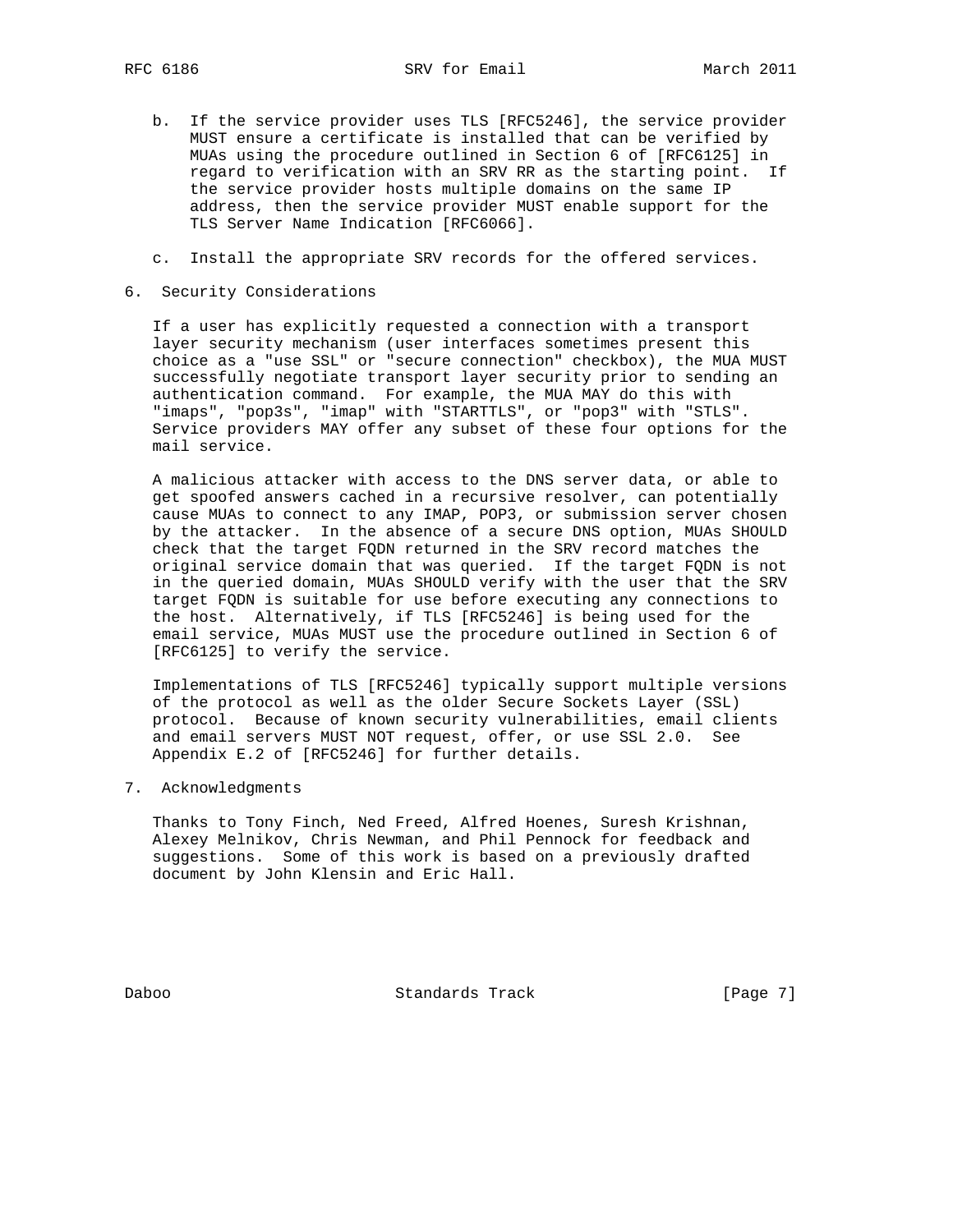b. If the service provider uses TLS [RFC5246], the service provider MUST ensure a certificate is installed that can be verified by MUAs using the procedure outlined in Section 6 of [RFC6125] in regard to verification with an SRV RR as the starting point. If the service provider hosts multiple domains on the same IP address, then the service provider MUST enable support for the TLS Server Name Indication [RFC6066].

c. Install the appropriate SRV records for the offered services.

## 6. Security Considerations

If a user has explicitly requested a connection with a transport layer security mechanism (user interfaces sometimes present this choice as a "use SSL" or "secure connection" checkbox), the MUA MUST successfully negotiate transport layer security prior to sending an authentication command. For example, the MUA MAY do this with "imaps", "pop3s", "imap" with "STARTTLS", or "pop3" with "STLS". Service providers MAY offer any subset of these four options for the mail service.

A malicious attacker with access to the DNS server data, or able to get spoofed answers cached in a recursive resolver, can potentially cause MUAs to connect to any IMAP, POP3, or submission server chosen by the attacker. In the absence of a secure DNS option, MUAs SHOULD check that the target FQDN returned in the SRV record matches the original service domain that was queried. If the target FQDN is not in the queried domain, MUAs SHOULD verify with the user that the SRV target FQDN is suitable for use before executing any connections to the host. Alternatively, if TLS [RFC5246] is being used for the email service, MUAs MUST use the procedure outlined in Section 6 of [RFC6125] to verify the service.

Implementations of TLS [RFC5246] typically support multiple versions of the protocol as well as the older Secure Sockets Layer (SSL) protocol. Because of known security vulnerabilities, email clients and email servers MUST NOT request, offer, or use SSL 2.0. See Appendix E.2 of [RFC5246] for further details.

## 7. Acknowledgments

Thanks to Tony Finch, Ned Freed, Alfred Hoenes, Suresh Krishnan, Alexey Melnikov, Chris Newman, and Phil Pennock for feedback and suggestions. Some of this work is based on a previously drafted document by John Klensin and Eric Hall.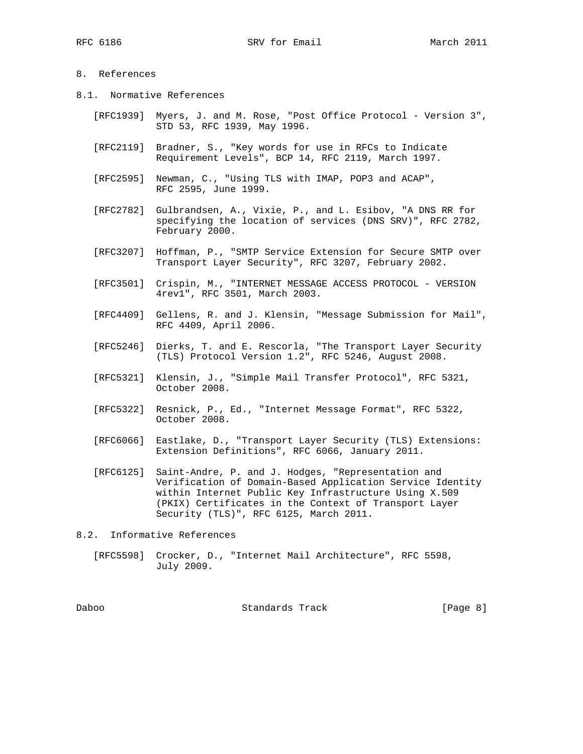## 8. References

### 8.1. Normative References

[RFC1939] Myers, J. and M. Rose, "Post Office Protocol - Version 3", STD 53, RFC 1939, May 1996.

[RFC2119] Bradner, S., "Key words for use in RFCs to Indicate Requirement Levels", BCP 14, RFC 2119, March 1997.

[RFC2595] Newman, C., "Using TLS with IMAP, POP3 and ACAP", RFC 2595, June 1999.

[RFC2782] Gulbrandsen, A., Vixie, P., and L. Esibov, "A DNS RR for specifying the location of services (DNS SRV)", RFC 2782, February 2000.

[RFC3207] Hoffman, P., "SMTP Service Extension for Secure SMTP over Transport Layer Security", RFC 3207, February 2002.

[RFC3501] Crispin, M., "INTERNET MESSAGE ACCESS PROTOCOL - VERSION 4rev1", RFC 3501, March 2003.

[RFC4409] Gellens, R. and J. Klensin, "Message Submission for Mail", RFC 4409, April 2006.

[RFC5246] Dierks, T. and E. Rescorla, "The Transport Layer Security (TLS) Protocol Version 1.2", RFC 5246, August 2008.

[RFC5321] Klensin, J., "Simple Mail Transfer Protocol", RFC 5321, October 2008.

[RFC5322] Resnick, P., Ed., "Internet Message Format", RFC 5322, October 2008.

[RFC6066] Eastlake, D., "Transport Layer Security (TLS) Extensions: Extension Definitions", RFC 6066, January 2011.

[RFC6125] Saint-Andre, P. and J. Hodges, "Representation and Verification of Domain-Based Application Service Identity within Internet Public Key Infrastructure Using X.509 (PKIX) Certificates in the Context of Transport Layer Security (TLS)", RFC 6125, March 2011.

### 8.2. Informative References

[RFC5598] Crocker, D., "Internet Mail Architecture", RFC 5598, July 2009.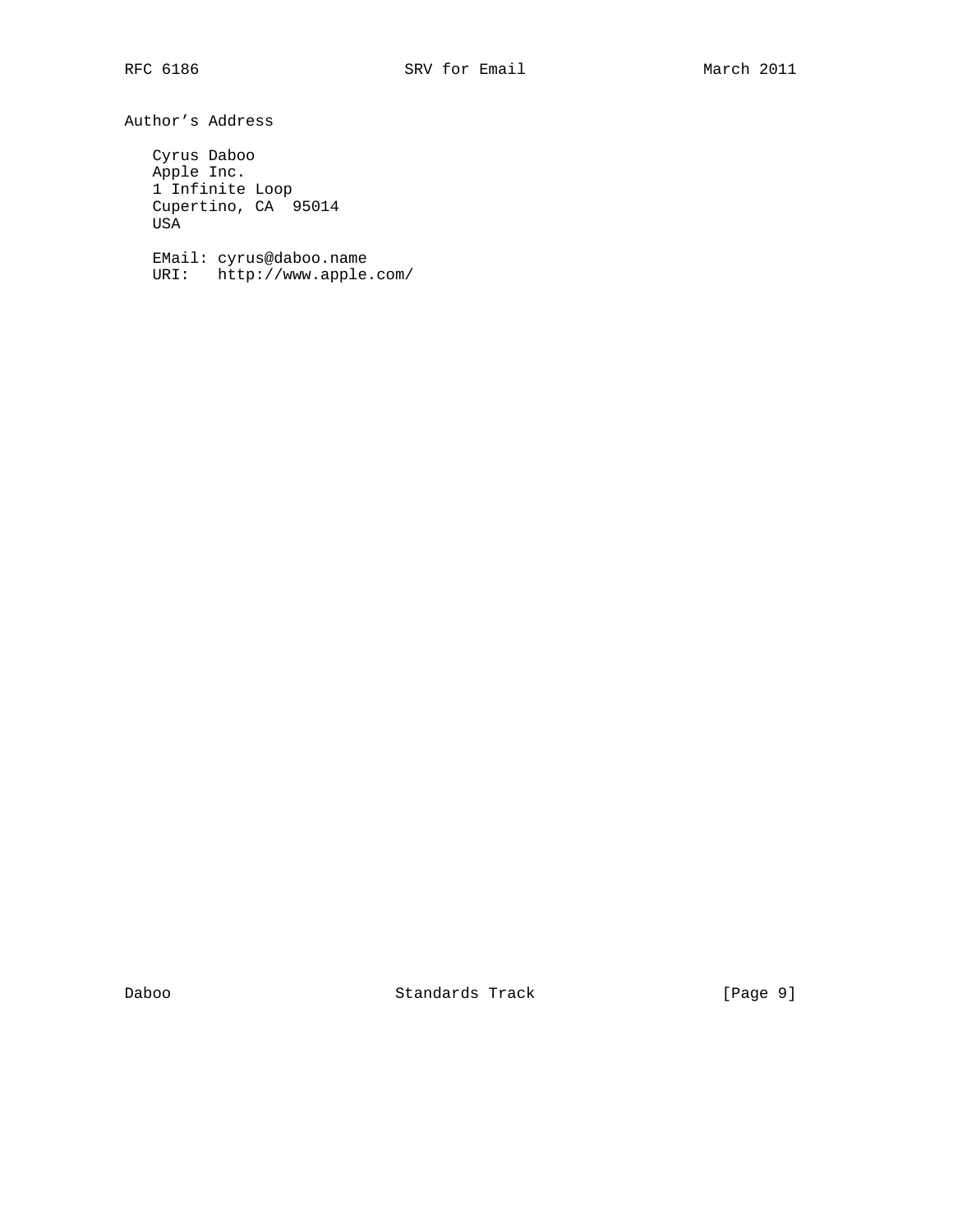# Author's Address

Cyrus Daboo  
Apple Inc.  
1 Infinite Loop  
Cupertino, CA  95014  
USA

EMail: cyrus@daboo.name  
URI:   http://www.apple.com/